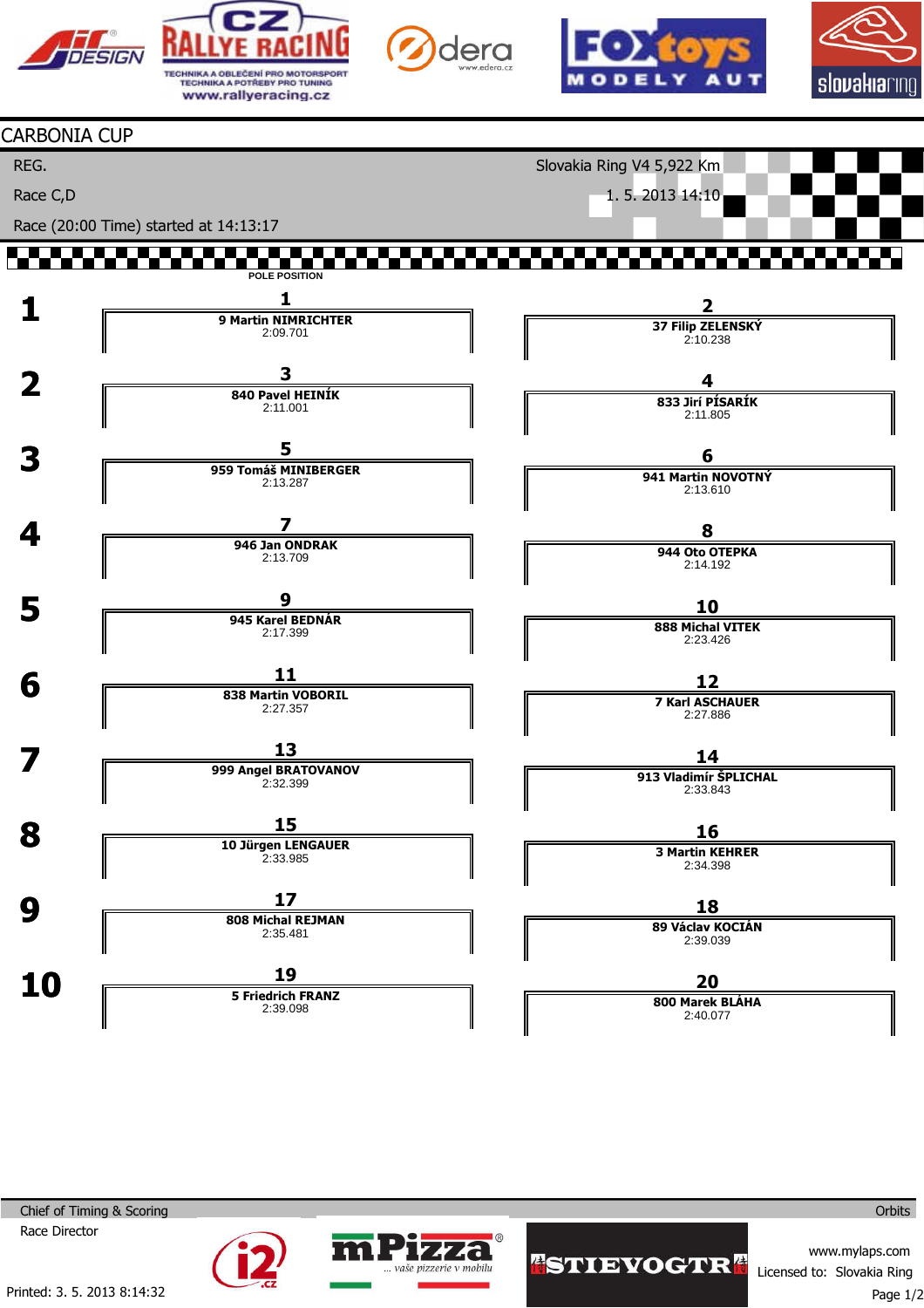# CARBONIA CUP

REG.

Race C,D

Race (20:00 Time) started at 14:13:17

Slovakia Ring V4 5,922 Km

1. 5. 2013 14:10

POLE POSITION

| Row | Position | Driver | Time | Position | Driver | Time |
|---|---|---|---|---|---|---|
| 1 | 1 | 9 Martin NIMRICHTER | 2:09.701 | 2 | 37 Filip ZELENSKÝ | 2:10.238 |
| 2 | 3 | 840 Pavel HEINÍK | 2:11.001 | 4 | 833 Jirí PÍSARÍK | 2:11.805 |
| 3 | 5 | 959 Tomáš MINIBERGER | 2:13.287 | 6 | 941 Martin NOVOTNÝ | 2:13.610 |
| 4 | 7 | 946 Jan ONDRAK | 2:13.709 | 8 | 944 Oto OTEPKA | 2:14.192 |
| 5 | 9 | 945 Karel BEDNÁR | 2:17.399 | 10 | 888 Michal VITEK | 2:23.426 |
| 6 | 11 | 838 Martin VOBORIL | 2:27.357 | 12 | 7 Karl ASCHAUER | 2:27.886 |
| 7 | 13 | 999 Angel BRATOVANOV | 2:32.399 | 14 | 913 Vladimír ŠPLICHAL | 2:33.843 |
| 8 | 15 | 10 Jürgen LENGAUER | 2:33.985 | 16 | 3 Martin KEHRER | 2:34.398 |
| 9 | 17 | 808 Michal REJMAN | 2:35.481 | 18 | 89 Václav KOCIÁN | 2:39.039 |
| 10 | 19 | 5 Friedrich FRANZ | 2:39.098 | 20 | 800 Marek BLÁHA | 2:40.077 |

Chief of Timing & Scoring

Race Director

Orbits

www.mylaps.com

Licensed to: Slovakia Ring

Printed: 3. 5. 2013 8:14:32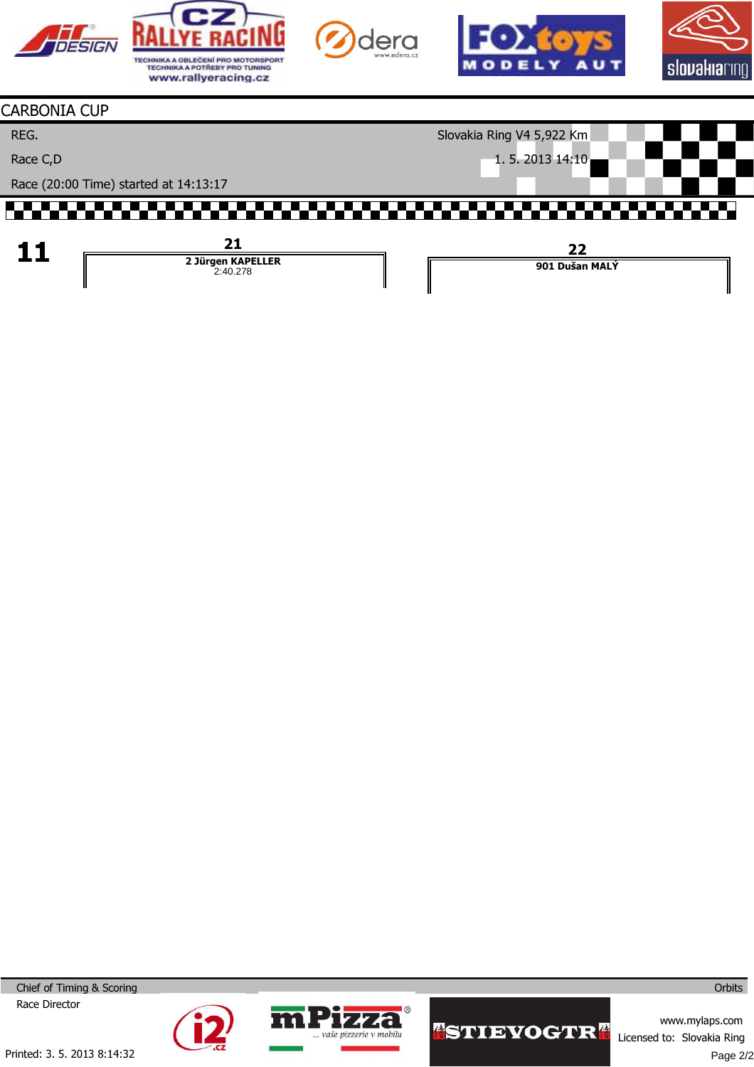CARBONIA CUP

REG.

Race C,D

Race (20:00 Time) started at 14:13:17

Slovakia Ring V4 5,922 Km

1. 5. 2013 14:10

**11**

| 21 | 22 |
| --- | --- |
| **2 Jürgen KAPELLER** 2:40.278 | **901 Dušan MALÝ** |

Chief of Timing & Scoring

Race Director

Orbits

www.mylaps.com

Licensed to: Slovakia Ring

Printed: 3. 5. 2013 8:14:32